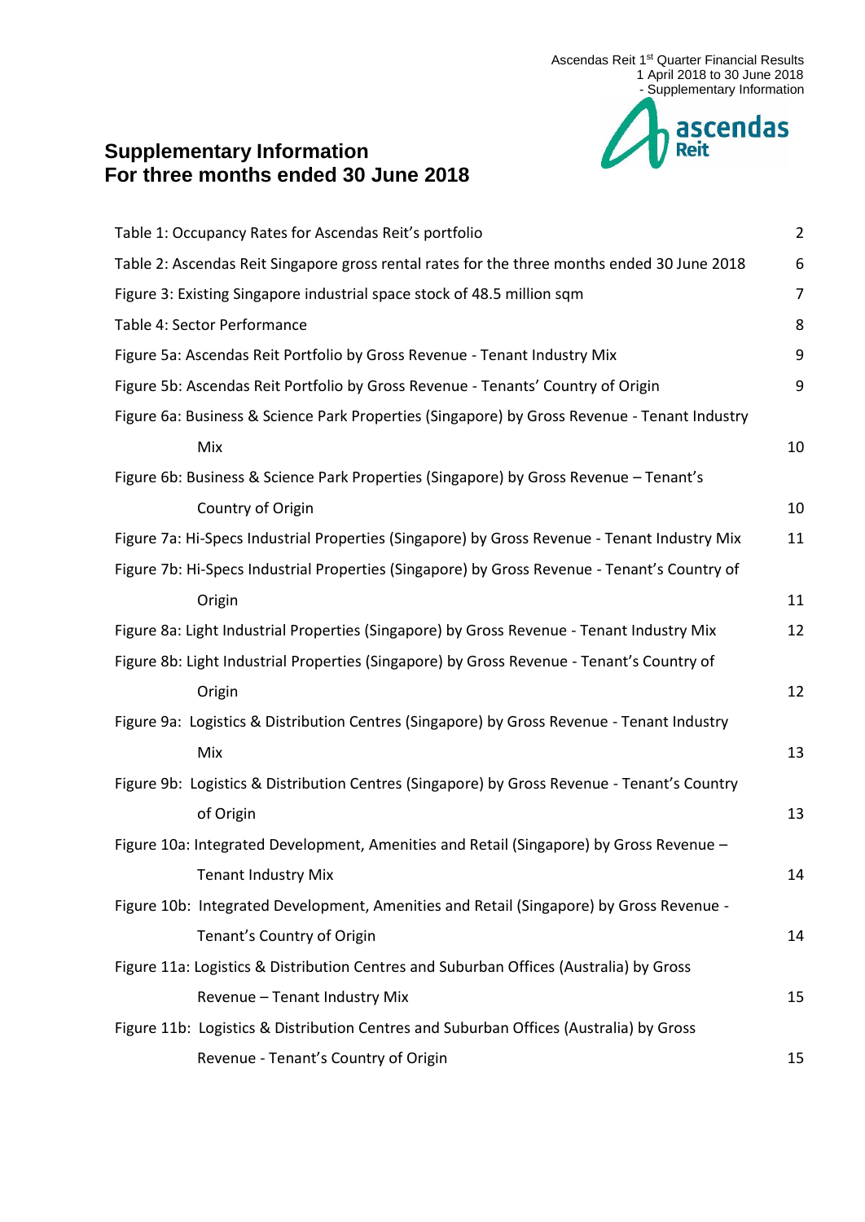# Supplementary Information
# For three months ended 30 June 2018

| | |
|---|---|
| Table 1: Occupancy Rates for Ascendas Reit's portfolio | 2 |
| Table 2: Ascendas Reit Singapore gross rental rates for the three months ended 30 June 2018 | 6 |
| Figure 3: Existing Singapore industrial space stock of 48.5 million sqm | 7 |
| Table 4: Sector Performance | 8 |
| Figure 5a: Ascendas Reit Portfolio by Gross Revenue - Tenant Industry Mix | 9 |
| Figure 5b: Ascendas Reit Portfolio by Gross Revenue - Tenants' Country of Origin | 9 |
| Figure 6a: Business & Science Park Properties (Singapore) by Gross Revenue - Tenant Industry Mix | 10 |
| Figure 6b: Business & Science Park Properties (Singapore) by Gross Revenue – Tenant's Country of Origin | 10 |
| Figure 7a: Hi-Specs Industrial Properties (Singapore) by Gross Revenue - Tenant Industry Mix | 11 |
| Figure 7b: Hi-Specs Industrial Properties (Singapore) by Gross Revenue - Tenant's Country of Origin | 11 |
| Figure 8a: Light Industrial Properties (Singapore) by Gross Revenue - Tenant Industry Mix | 12 |
| Figure 8b: Light Industrial Properties (Singapore) by Gross Revenue - Tenant's Country of Origin | 12 |
| Figure 9a: Logistics & Distribution Centres (Singapore) by Gross Revenue - Tenant Industry Mix | 13 |
| Figure 9b: Logistics & Distribution Centres (Singapore) by Gross Revenue - Tenant's Country of Origin | 13 |
| Figure 10a: Integrated Development, Amenities and Retail (Singapore) by Gross Revenue – Tenant Industry Mix | 14 |
| Figure 10b: Integrated Development, Amenities and Retail (Singapore) by Gross Revenue - Tenant's Country of Origin | 14 |
| Figure 11a: Logistics & Distribution Centres and Suburban Offices (Australia) by Gross Revenue – Tenant Industry Mix | 15 |
| Figure 11b: Logistics & Distribution Centres and Suburban Offices (Australia) by Gross Revenue - Tenant's Country of Origin | 15 |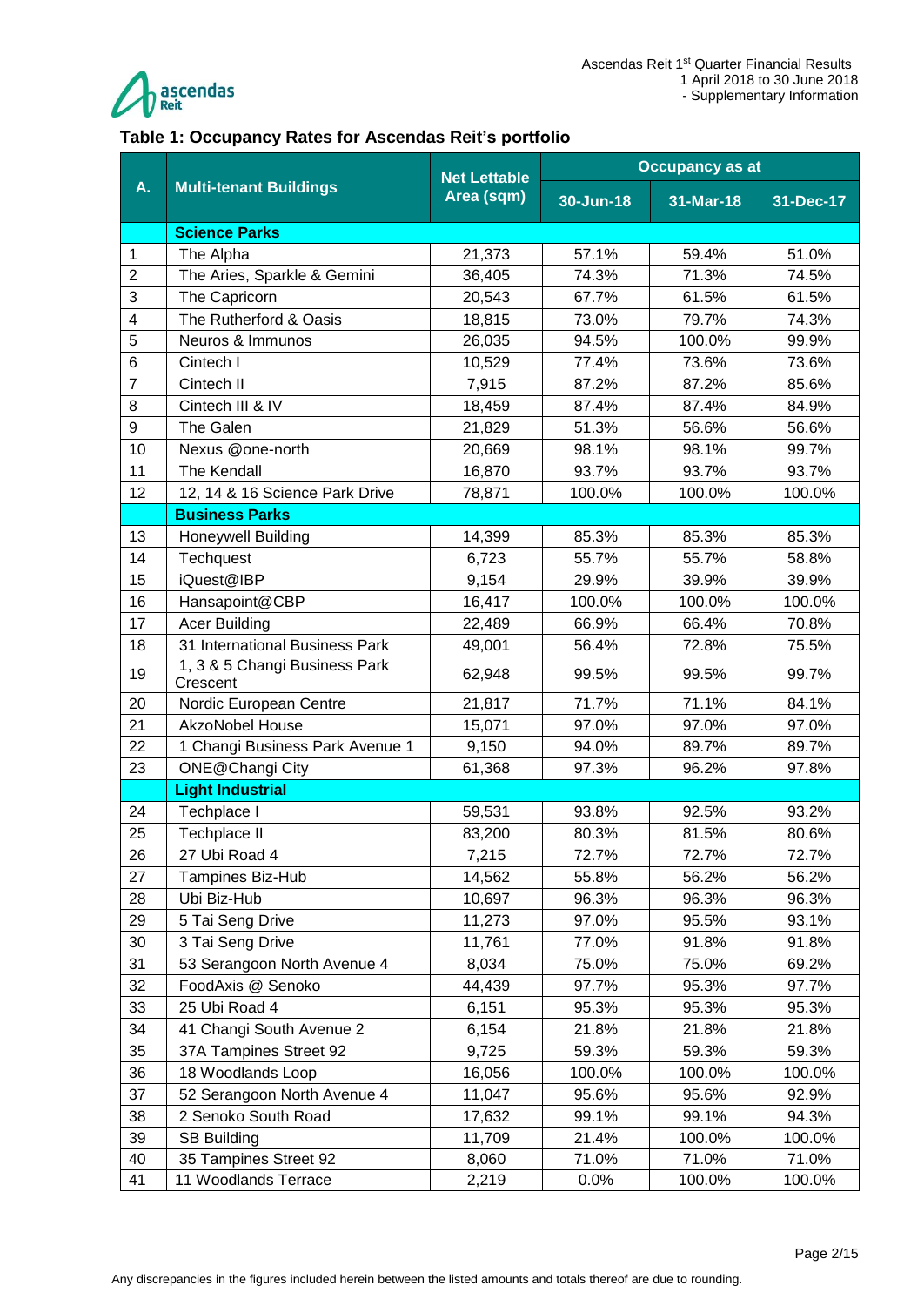## Table 1: Occupancy Rates for Ascendas Reit's portfolio

| A. | Multi-tenant Buildings | Net Lettable Area (sqm) | Occupancy as at | | |
|---|---|---|---|---|---|
| | | | 30-Jun-18 | 31-Mar-18 | 31-Dec-17 |
| | **Science Parks** | | | | |
| 1 | The Alpha | 21,373 | 57.1% | 59.4% | 51.0% |
| 2 | The Aries, Sparkle & Gemini | 36,405 | 74.3% | 71.3% | 74.5% |
| 3 | The Capricorn | 20,543 | 67.7% | 61.5% | 61.5% |
| 4 | The Rutherford & Oasis | 18,815 | 73.0% | 79.7% | 74.3% |
| 5 | Neuros & Immunos | 26,035 | 94.5% | 100.0% | 99.9% |
| 6 | Cintech I | 10,529 | 77.4% | 73.6% | 73.6% |
| 7 | Cintech II | 7,915 | 87.2% | 87.2% | 85.6% |
| 8 | Cintech III & IV | 18,459 | 87.4% | 87.4% | 84.9% |
| 9 | The Galen | 21,829 | 51.3% | 56.6% | 56.6% |
| 10 | Nexus @one-north | 20,669 | 98.1% | 98.1% | 99.7% |
| 11 | The Kendall | 16,870 | 93.7% | 93.7% | 93.7% |
| 12 | 12, 14 & 16 Science Park Drive | 78,871 | 100.0% | 100.0% | 100.0% |
| | **Business Parks** | | | | |
| 13 | Honeywell Building | 14,399 | 85.3% | 85.3% | 85.3% |
| 14 | Techquest | 6,723 | 55.7% | 55.7% | 58.8% |
| 15 | iQuest@IBP | 9,154 | 29.9% | 39.9% | 39.9% |
| 16 | Hansapoint@CBP | 16,417 | 100.0% | 100.0% | 100.0% |
| 17 | Acer Building | 22,489 | 66.9% | 66.4% | 70.8% |
| 18 | 31 International Business Park | 49,001 | 56.4% | 72.8% | 75.5% |
| 19 | 1, 3 & 5 Changi Business Park Crescent | 62,948 | 99.5% | 99.5% | 99.7% |
| 20 | Nordic European Centre | 21,817 | 71.7% | 71.1% | 84.1% |
| 21 | AkzoNobel House | 15,071 | 97.0% | 97.0% | 97.0% |
| 22 | 1 Changi Business Park Avenue 1 | 9,150 | 94.0% | 89.7% | 89.7% |
| 23 | ONE@Changi City | 61,368 | 97.3% | 96.2% | 97.8% |
| | **Light Industrial** | | | | |
| 24 | Techplace I | 59,531 | 93.8% | 92.5% | 93.2% |
| 25 | Techplace II | 83,200 | 80.3% | 81.5% | 80.6% |
| 26 | 27 Ubi Road 4 | 7,215 | 72.7% | 72.7% | 72.7% |
| 27 | Tampines Biz-Hub | 14,562 | 55.8% | 56.2% | 56.2% |
| 28 | Ubi Biz-Hub | 10,697 | 96.3% | 96.3% | 96.3% |
| 29 | 5 Tai Seng Drive | 11,273 | 97.0% | 95.5% | 93.1% |
| 30 | 3 Tai Seng Drive | 11,761 | 77.0% | 91.8% | 91.8% |
| 31 | 53 Serangoon North Avenue 4 | 8,034 | 75.0% | 75.0% | 69.2% |
| 32 | FoodAxis @ Senoko | 44,439 | 97.7% | 95.3% | 97.7% |
| 33 | 25 Ubi Road 4 | 6,151 | 95.3% | 95.3% | 95.3% |
| 34 | 41 Changi South Avenue 2 | 6,154 | 21.8% | 21.8% | 21.8% |
| 35 | 37A Tampines Street 92 | 9,725 | 59.3% | 59.3% | 59.3% |
| 36 | 18 Woodlands Loop | 16,056 | 100.0% | 100.0% | 100.0% |
| 37 | 52 Serangoon North Avenue 4 | 11,047 | 95.6% | 95.6% | 92.9% |
| 38 | 2 Senoko South Road | 17,632 | 99.1% | 99.1% | 94.3% |
| 39 | SB Building | 11,709 | 21.4% | 100.0% | 100.0% |
| 40 | 35 Tampines Street 92 | 8,060 | 71.0% | 71.0% | 71.0% |
| 41 | 11 Woodlands Terrace | 2,219 | 0.0% | 100.0% | 100.0% |

Any discrepancies in the figures included herein between the listed amounts and totals thereof are due to rounding.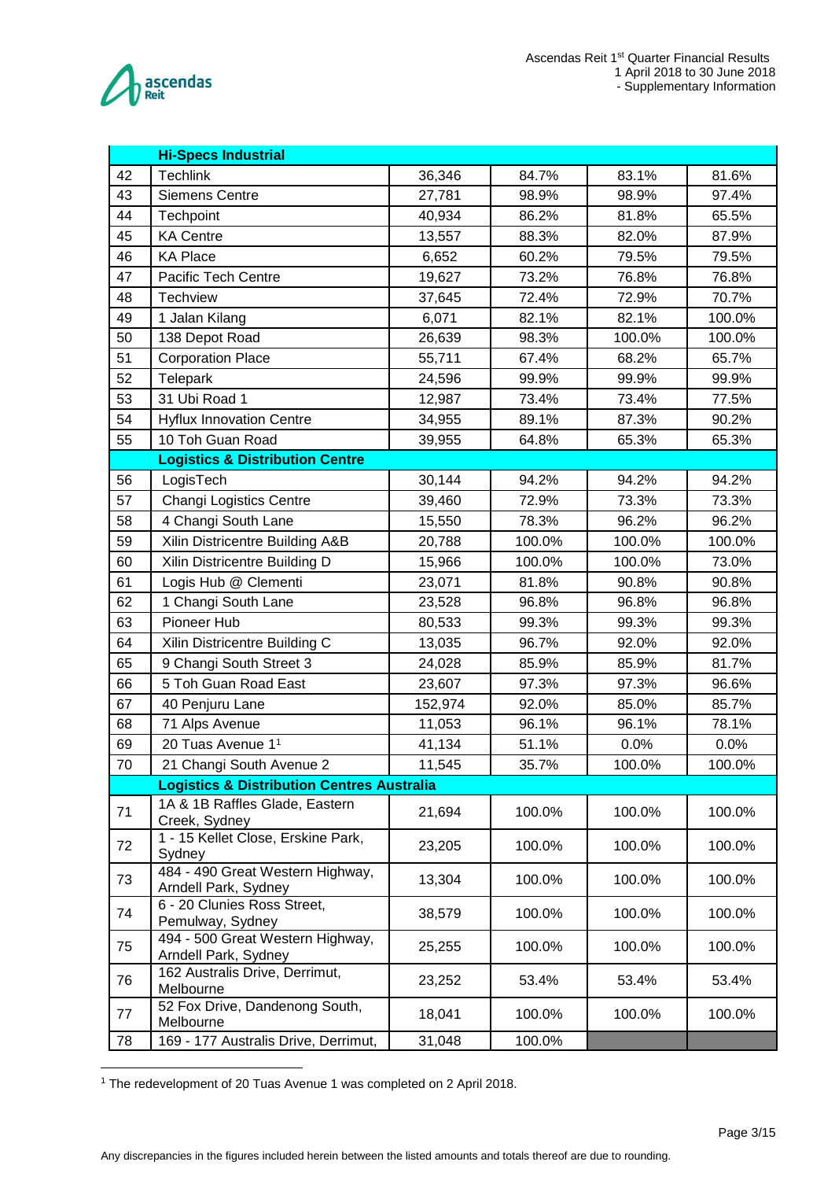| | | | | | |
|---|---|---|---|---|---|
| | **Hi-Specs Industrial** | | | | |
| 42 | Techlink | 36,346 | 84.7% | 83.1% | 81.6% |
| 43 | Siemens Centre | 27,781 | 98.9% | 98.9% | 97.4% |
| 44 | Techpoint | 40,934 | 86.2% | 81.8% | 65.5% |
| 45 | KA Centre | 13,557 | 88.3% | 82.0% | 87.9% |
| 46 | KA Place | 6,652 | 60.2% | 79.5% | 79.5% |
| 47 | Pacific Tech Centre | 19,627 | 73.2% | 76.8% | 76.8% |
| 48 | Techview | 37,645 | 72.4% | 72.9% | 70.7% |
| 49 | 1 Jalan Kilang | 6,071 | 82.1% | 82.1% | 100.0% |
| 50 | 138 Depot Road | 26,639 | 98.3% | 100.0% | 100.0% |
| 51 | Corporation Place | 55,711 | 67.4% | 68.2% | 65.7% |
| 52 | Telepark | 24,596 | 99.9% | 99.9% | 99.9% |
| 53 | 31 Ubi Road 1 | 12,987 | 73.4% | 73.4% | 77.5% |
| 54 | Hyflux Innovation Centre | 34,955 | 89.1% | 87.3% | 90.2% |
| 55 | 10 Toh Guan Road | 39,955 | 64.8% | 65.3% | 65.3% |
| | **Logistics & Distribution Centre** | | | | |
| 56 | LogisTech | 30,144 | 94.2% | 94.2% | 94.2% |
| 57 | Changi Logistics Centre | 39,460 | 72.9% | 73.3% | 73.3% |
| 58 | 4 Changi South Lane | 15,550 | 78.3% | 96.2% | 96.2% |
| 59 | Xilin Districentre Building A&B | 20,788 | 100.0% | 100.0% | 100.0% |
| 60 | Xilin Districentre Building D | 15,966 | 100.0% | 100.0% | 73.0% |
| 61 | Logis Hub @ Clementi | 23,071 | 81.8% | 90.8% | 90.8% |
| 62 | 1 Changi South Lane | 23,528 | 96.8% | 96.8% | 96.8% |
| 63 | Pioneer Hub | 80,533 | 99.3% | 99.3% | 99.3% |
| 64 | Xilin Districentre Building C | 13,035 | 96.7% | 92.0% | 92.0% |
| 65 | 9 Changi South Street 3 | 24,028 | 85.9% | 85.9% | 81.7% |
| 66 | 5 Toh Guan Road East | 23,607 | 97.3% | 97.3% | 96.6% |
| 67 | 40 Penjuru Lane | 152,974 | 92.0% | 85.0% | 85.7% |
| 68 | 71 Alps Avenue | 11,053 | 96.1% | 96.1% | 78.1% |
| 69 | 20 Tuas Avenue 1[1] | 41,134 | 51.1% | 0.0% | 0.0% |
| 70 | 21 Changi South Avenue 2 | 11,545 | 35.7% | 100.0% | 100.0% |
| | **Logistics & Distribution Centres Australia** | | | | |
| 71 | 1A & 1B Raffles Glade, Eastern Creek, Sydney | 21,694 | 100.0% | 100.0% | 100.0% |
| 72 | 1 - 15 Kellet Close, Erskine Park, Sydney | 23,205 | 100.0% | 100.0% | 100.0% |
| 73 | 484 - 490 Great Western Highway, Arndell Park, Sydney | 13,304 | 100.0% | 100.0% | 100.0% |
| 74 | 6 - 20 Clunies Ross Street, Pemulway, Sydney | 38,579 | 100.0% | 100.0% | 100.0% |
| 75 | 494 - 500 Great Western Highway, Arndell Park, Sydney | 25,255 | 100.0% | 100.0% | 100.0% |
| 76 | 162 Australis Drive, Derrimut, Melbourne | 23,252 | 53.4% | 53.4% | 53.4% |
| 77 | 52 Fox Drive, Dandenong South, Melbourne | 18,041 | 100.0% | 100.0% | 100.0% |
| 78 | 169 - 177 Australis Drive, Derrimut, | 31,048 | 100.0% | | |

[1] The redevelopment of 20 Tuas Avenue 1 was completed on 2 April 2018.

Any discrepancies in the figures included herein between the listed amounts and totals thereof are due to rounding.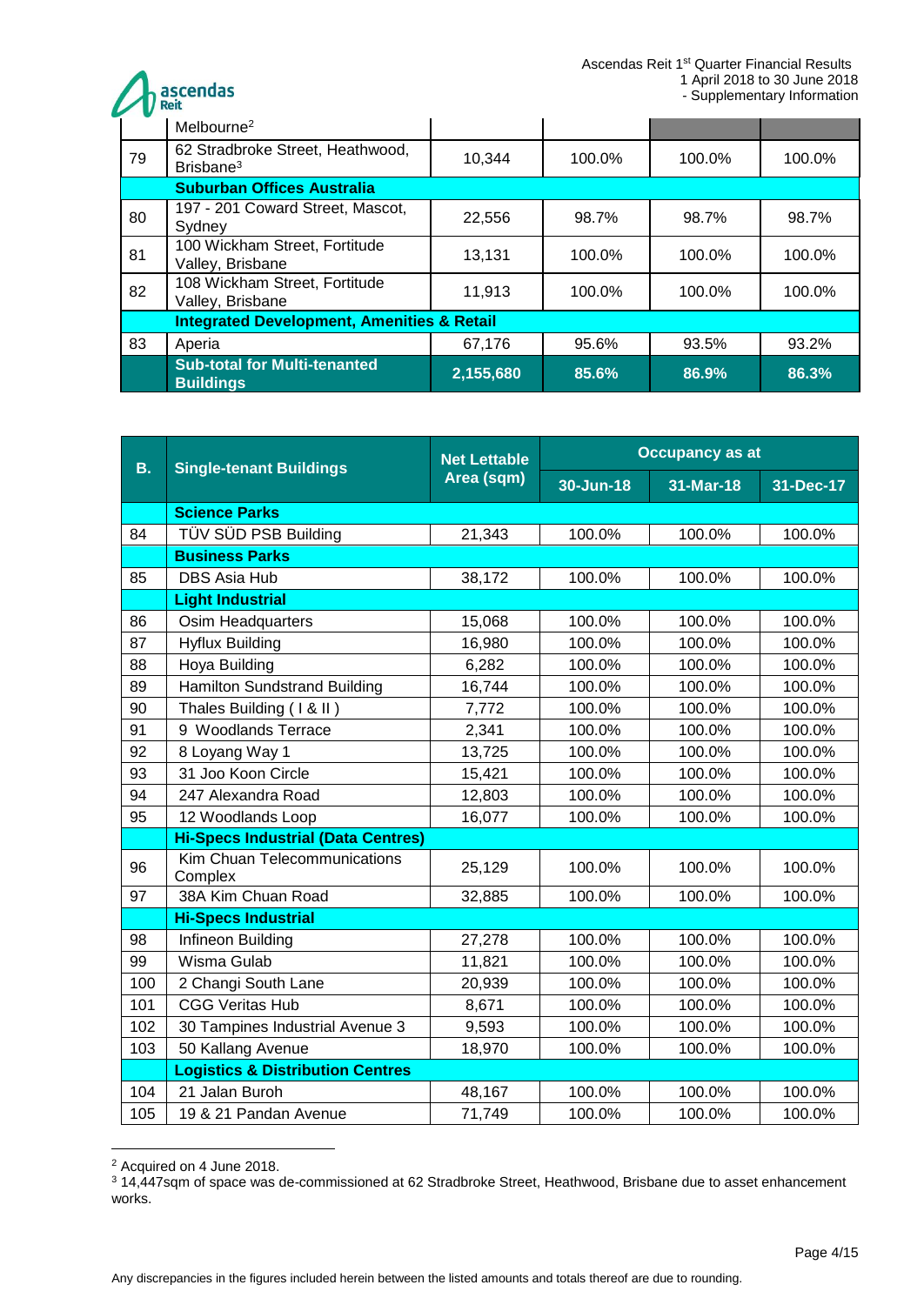| | Melbourne[2] | | | | |
|---|---|---|---|---|---|
| 79 | 62 Stradbroke Street, Heathwood, Brisbane[3] | 10,344 | 100.0% | 100.0% | 100.0% |
| | **Suburban Offices Australia** | | | | |
| 80 | 197 - 201 Coward Street, Mascot, Sydney | 22,556 | 98.7% | 98.7% | 98.7% |
| 81 | 100 Wickham Street, Fortitude Valley, Brisbane | 13,131 | 100.0% | 100.0% | 100.0% |
| 82 | 108 Wickham Street, Fortitude Valley, Brisbane | 11,913 | 100.0% | 100.0% | 100.0% |
| | **Integrated Development, Amenities & Retail** | | | | |
| 83 | Aperia | 67,176 | 95.6% | 93.5% | 93.2% |
| | **Sub-total for Multi-tenanted Buildings** | **2,155,680** | **85.6%** | **86.9%** | **86.3%** |

| **B.** | **Single-tenant Buildings** | **Net Lettable Area (sqm)** | **Occupancy as at** | | |
|---|---|---|---|---|---|
| | | | **30-Jun-18** | **31-Mar-18** | **31-Dec-17** |
| | **Science Parks** | | | | |
| 84 | TÜV SÜD PSB Building | 21,343 | 100.0% | 100.0% | 100.0% |
| | **Business Parks** | | | | |
| 85 | DBS Asia Hub | 38,172 | 100.0% | 100.0% | 100.0% |
| | **Light Industrial** | | | | |
| 86 | Osim Headquarters | 15,068 | 100.0% | 100.0% | 100.0% |
| 87 | Hyflux Building | 16,980 | 100.0% | 100.0% | 100.0% |
| 88 | Hoya Building | 6,282 | 100.0% | 100.0% | 100.0% |
| 89 | Hamilton Sundstrand Building | 16,744 | 100.0% | 100.0% | 100.0% |
| 90 | Thales Building ( I & II ) | 7,772 | 100.0% | 100.0% | 100.0% |
| 91 | 9 Woodlands Terrace | 2,341 | 100.0% | 100.0% | 100.0% |
| 92 | 8 Loyang Way 1 | 13,725 | 100.0% | 100.0% | 100.0% |
| 93 | 31 Joo Koon Circle | 15,421 | 100.0% | 100.0% | 100.0% |
| 94 | 247 Alexandra Road | 12,803 | 100.0% | 100.0% | 100.0% |
| 95 | 12 Woodlands Loop | 16,077 | 100.0% | 100.0% | 100.0% |
| | **Hi-Specs Industrial (Data Centres)** | | | | |
| 96 | Kim Chuan Telecommunications Complex | 25,129 | 100.0% | 100.0% | 100.0% |
| 97 | 38A Kim Chuan Road | 32,885 | 100.0% | 100.0% | 100.0% |
| | **Hi-Specs Industrial** | | | | |
| 98 | Infineon Building | 27,278 | 100.0% | 100.0% | 100.0% |
| 99 | Wisma Gulab | 11,821 | 100.0% | 100.0% | 100.0% |
| 100 | 2 Changi South Lane | 20,939 | 100.0% | 100.0% | 100.0% |
| 101 | CGG Veritas Hub | 8,671 | 100.0% | 100.0% | 100.0% |
| 102 | 30 Tampines Industrial Avenue 3 | 9,593 | 100.0% | 100.0% | 100.0% |
| 103 | 50 Kallang Avenue | 18,970 | 100.0% | 100.0% | 100.0% |
| | **Logistics & Distribution Centres** | | | | |
| 104 | 21 Jalan Buroh | 48,167 | 100.0% | 100.0% | 100.0% |
| 105 | 19 & 21 Pandan Avenue | 71,749 | 100.0% | 100.0% | 100.0% |

[2] Acquired on 4 June 2018.

[3] 14,447sqm of space was de-commissioned at 62 Stradbroke Street, Heathwood, Brisbane due to asset enhancement works.

Any discrepancies in the figures included herein between the listed amounts and totals thereof are due to rounding.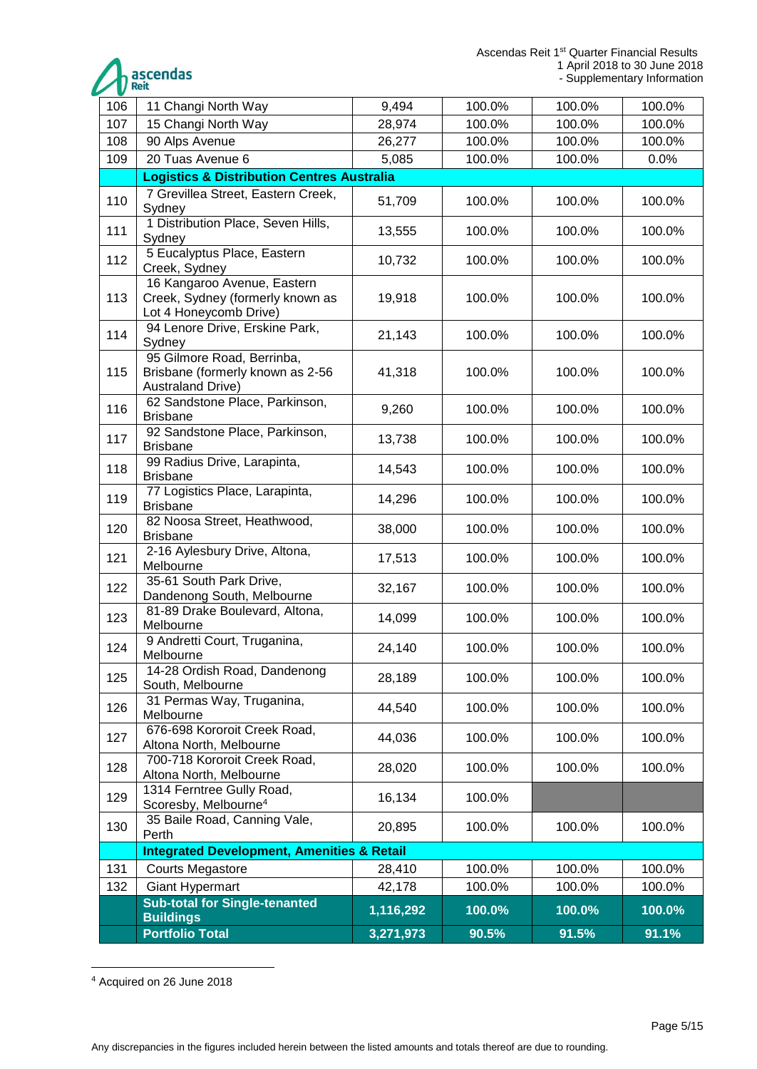| | | | | | |
|---|---|---|---|---|---|
| 106 | 11 Changi North Way | 9,494 | 100.0% | 100.0% | 100.0% |
| 107 | 15 Changi North Way | 28,974 | 100.0% | 100.0% | 100.0% |
| 108 | 90 Alps Avenue | 26,277 | 100.0% | 100.0% | 100.0% |
| 109 | 20 Tuas Avenue 6 | 5,085 | 100.0% | 100.0% | 0.0% |
| | **Logistics & Distribution Centres Australia** | | | | |
| 110 | 7 Grevillea Street, Eastern Creek, Sydney | 51,709 | 100.0% | 100.0% | 100.0% |
| 111 | 1 Distribution Place, Seven Hills, Sydney | 13,555 | 100.0% | 100.0% | 100.0% |
| 112 | 5 Eucalyptus Place, Eastern Creek, Sydney | 10,732 | 100.0% | 100.0% | 100.0% |
| 113 | 16 Kangaroo Avenue, Eastern Creek, Sydney (formerly known as Lot 4 Honeycomb Drive) | 19,918 | 100.0% | 100.0% | 100.0% |
| 114 | 94 Lenore Drive, Erskine Park, Sydney | 21,143 | 100.0% | 100.0% | 100.0% |
| 115 | 95 Gilmore Road, Berrinba, Brisbane (formerly known as 2-56 Australand Drive) | 41,318 | 100.0% | 100.0% | 100.0% |
| 116 | 62 Sandstone Place, Parkinson, Brisbane | 9,260 | 100.0% | 100.0% | 100.0% |
| 117 | 92 Sandstone Place, Parkinson, Brisbane | 13,738 | 100.0% | 100.0% | 100.0% |
| 118 | 99 Radius Drive, Larapinta, Brisbane | 14,543 | 100.0% | 100.0% | 100.0% |
| 119 | 77 Logistics Place, Larapinta, Brisbane | 14,296 | 100.0% | 100.0% | 100.0% |
| 120 | 82 Noosa Street, Heathwood, Brisbane | 38,000 | 100.0% | 100.0% | 100.0% |
| 121 | 2-16 Aylesbury Drive, Altona, Melbourne | 17,513 | 100.0% | 100.0% | 100.0% |
| 122 | 35-61 South Park Drive, Dandenong South, Melbourne | 32,167 | 100.0% | 100.0% | 100.0% |
| 123 | 81-89 Drake Boulevard, Altona, Melbourne | 14,099 | 100.0% | 100.0% | 100.0% |
| 124 | 9 Andretti Court, Truganina, Melbourne | 24,140 | 100.0% | 100.0% | 100.0% |
| 125 | 14-28 Ordish Road, Dandenong South, Melbourne | 28,189 | 100.0% | 100.0% | 100.0% |
| 126 | 31 Permas Way, Truganina, Melbourne | 44,540 | 100.0% | 100.0% | 100.0% |
| 127 | 676-698 Kororoit Creek Road, Altona North, Melbourne | 44,036 | 100.0% | 100.0% | 100.0% |
| 128 | 700-718 Kororoit Creek Road, Altona North, Melbourne | 28,020 | 100.0% | 100.0% | 100.0% |
| 129 | 1314 Ferntree Gully Road, Scoresby, Melbourne[4] | 16,134 | 100.0% | | |
| 130 | 35 Baile Road, Canning Vale, Perth | 20,895 | 100.0% | 100.0% | 100.0% |
| | **Integrated Development, Amenities & Retail** | | | | |
| 131 | Courts Megastore | 28,410 | 100.0% | 100.0% | 100.0% |
| 132 | Giant Hypermart | 42,178 | 100.0% | 100.0% | 100.0% |
| | **Sub-total for Single-tenanted Buildings** | **1,116,292** | **100.0%** | **100.0%** | **100.0%** |
| | **Portfolio Total** | **3,271,973** | **90.5%** | **91.5%** | **91.1%** |

[4] Acquired on 26 June 2018

Any discrepancies in the figures included herein between the listed amounts and totals thereof are due to rounding.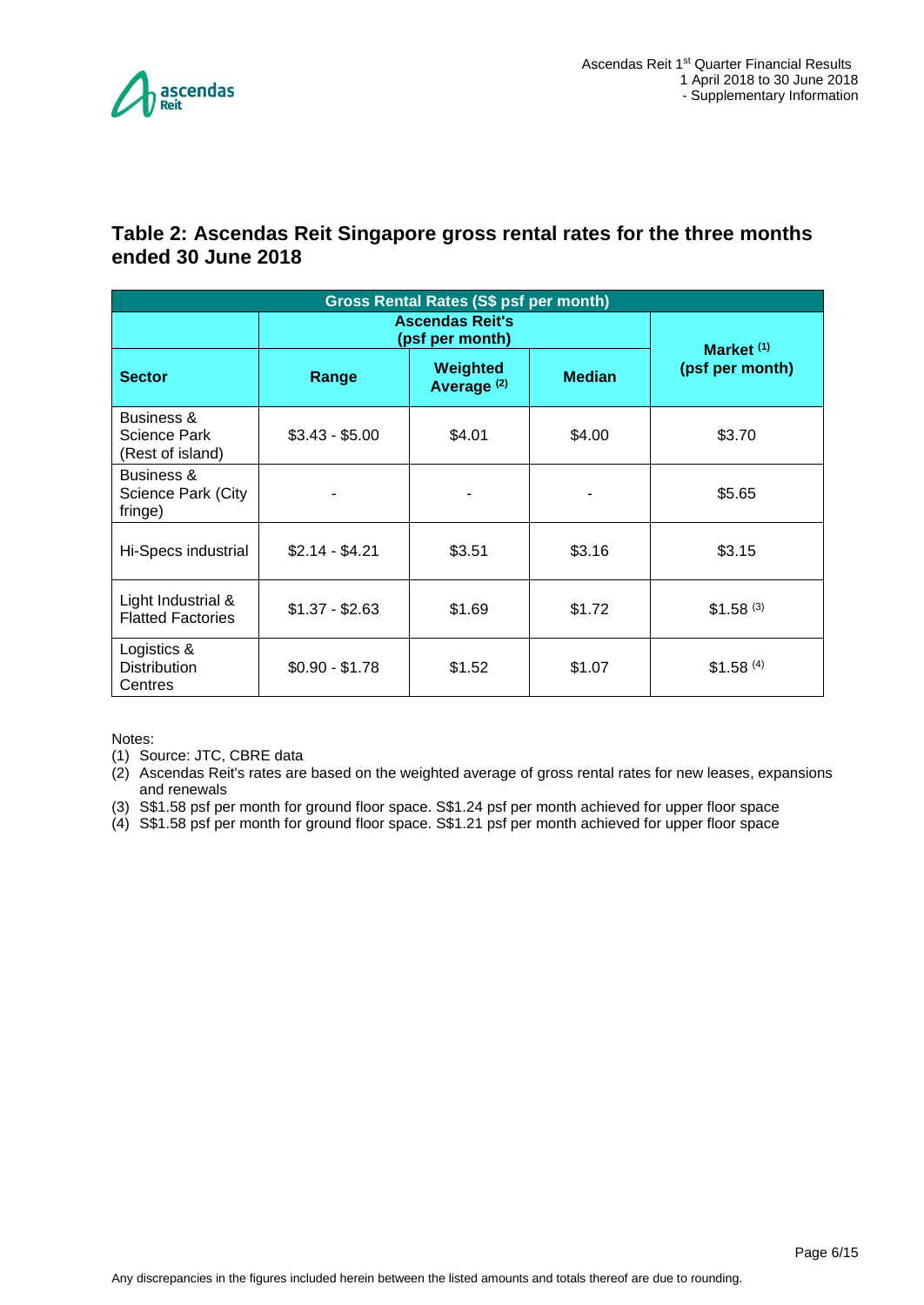## Table 2: Ascendas Reit Singapore gross rental rates for the three months ended 30 June 2018

| Gross Rental Rates (S$ psf per month) | | | | |
|---|---|---|---|---|
| | Ascendas Reit's (psf per month) | | | Market [1] (psf per month) |
| Sector | Range | Weighted Average [2] | Median | |
| Business & Science Park (Rest of island) | $3.43 - $5.00 | $4.01 | $4.00 | $3.70 |
| Business & Science Park (City fringe) | - | - | - | $5.65 |
| Hi-Specs industrial | $2.14 - $4.21 | $3.51 | $3.16 | $3.15 |
| Light Industrial & Flatted Factories | $1.37 - $2.63 | $1.69 | $1.72 | $1.58 [3] |
| Logistics & Distribution Centres | $0.90 - $1.78 | $1.52 | $1.07 | $1.58 [4] |

Notes:

(1) Source: JTC, CBRE data

(2) Ascendas Reit's rates are based on the weighted average of gross rental rates for new leases, expansions and renewals

(3) S$1.58 psf per month for ground floor space. S$1.24 psf per month achieved for upper floor space

(4) S$1.58 psf per month for ground floor space. S$1.21 psf per month achieved for upper floor space

Any discrepancies in the figures included herein between the listed amounts and totals thereof are due to rounding.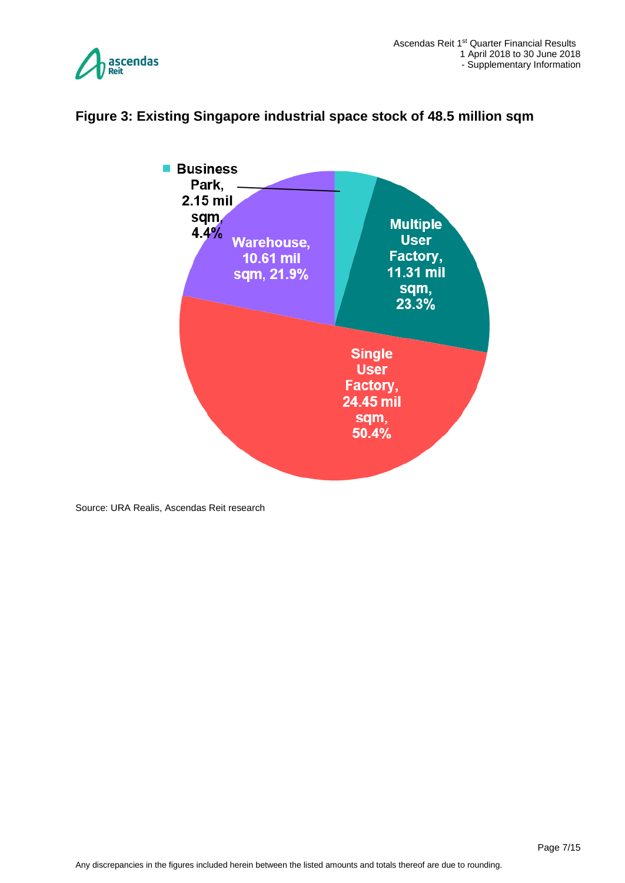**Figure 3: Existing Singapore industrial space stock of 48.5 million sqm**

Business Park, 2.15 mil sqm, 4.4%

Multiple User Factory, 11.31 mil sqm, 23.3%

Warehouse, 10.61 mil sqm, 21.9%

Single User Factory, 24.45 mil sqm, 50.4%

Source: URA Realis, Ascendas Reit research

Any discrepancies in the figures included herein between the listed amounts and totals thereof are due to rounding.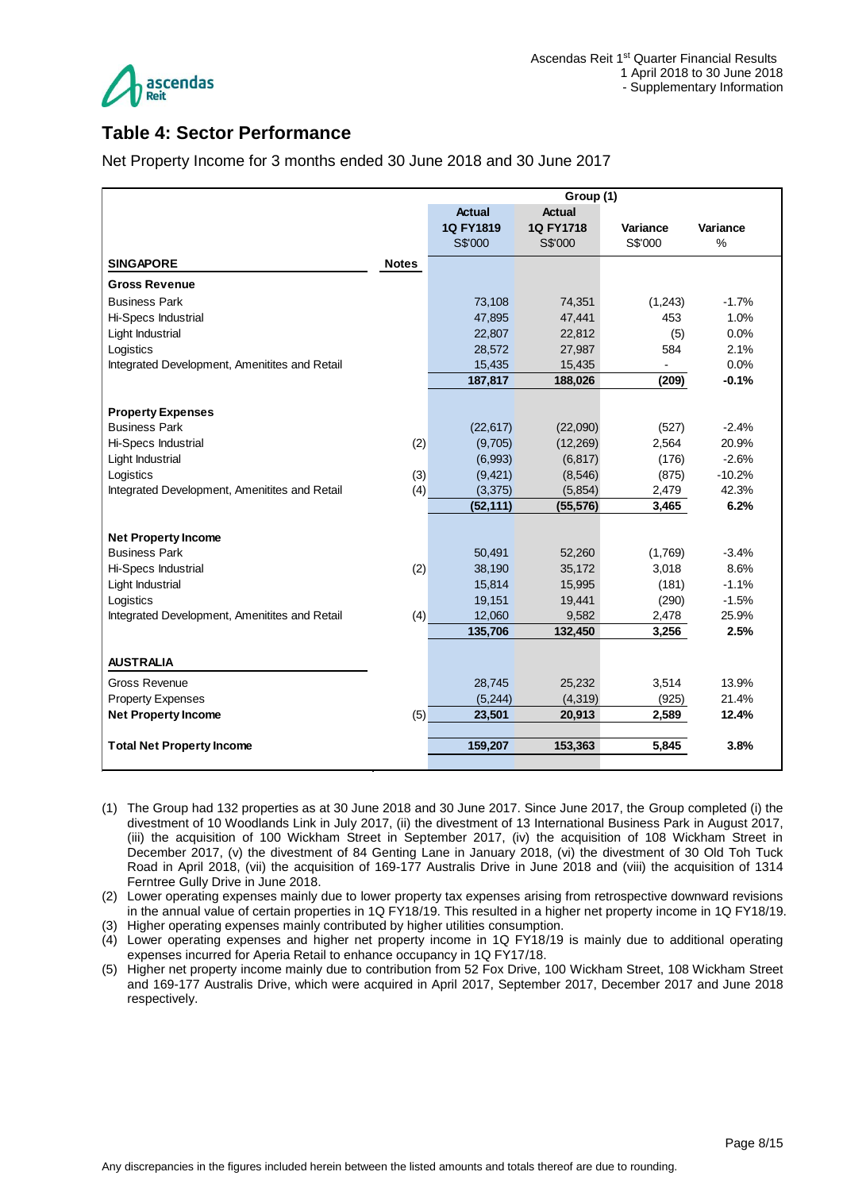## Table 4: Sector Performance

Net Property Income for 3 months ended 30 June 2018 and 30 June 2017

| | | Group (1) | | | |
|---|---|---|---|---|---|
| | | **Actual 1Q FY1819** S$'000 | **Actual 1Q FY1718** S$'000 | **Variance** S$'000 | **Variance** % |
| **SINGAPORE** | **Notes** | | | | |
| **Gross Revenue** | | | | | |
| Business Park | | 73,108 | 74,351 | (1,243) | -1.7% |
| Hi-Specs Industrial | | 47,895 | 47,441 | 453 | 1.0% |
| Light Industrial | | 22,807 | 22,812 | (5) | 0.0% |
| Logistics | | 28,572 | 27,987 | 584 | 2.1% |
| Integrated Development, Amenitites and Retail | | 15,435 | 15,435 | - | 0.0% |
| | | **187,817** | **188,026** | **(209)** | **-0.1%** |
| **Property Expenses** | | | | | |
| Business Park | | (22,617) | (22,090) | (527) | -2.4% |
| Hi-Specs Industrial | (2) | (9,705) | (12,269) | 2,564 | 20.9% |
| Light Industrial | | (6,993) | (6,817) | (176) | -2.6% |
| Logistics | (3) | (9,421) | (8,546) | (875) | -10.2% |
| Integrated Development, Amenitites and Retail | (4) | (3,375) | (5,854) | 2,479 | 42.3% |
| | | **(52,111)** | **(55,576)** | **3,465** | **6.2%** |
| **Net Property Income** | | | | | |
| Business Park | | 50,491 | 52,260 | (1,769) | -3.4% |
| Hi-Specs Industrial | (2) | 38,190 | 35,172 | 3,018 | 8.6% |
| Light Industrial | | 15,814 | 15,995 | (181) | -1.1% |
| Logistics | | 19,151 | 19,441 | (290) | -1.5% |
| Integrated Development, Amenitites and Retail | (4) | 12,060 | 9,582 | 2,478 | 25.9% |
| | | **135,706** | **132,450** | **3,256** | **2.5%** |
| **AUSTRALIA** | | | | | |
| Gross Revenue | | 28,745 | 25,232 | 3,514 | 13.9% |
| Property Expenses | | (5,244) | (4,319) | (925) | 21.4% |
| **Net Property Income** | (5) | **23,501** | **20,913** | **2,589** | **12.4%** |
| **Total Net Property Income** | | **159,207** | **153,363** | **5,845** | **3.8%** |

(1) The Group had 132 properties as at 30 June 2018 and 30 June 2017. Since June 2017, the Group completed (i) the divestment of 10 Woodlands Link in July 2017, (ii) the divestment of 13 International Business Park in August 2017, (iii) the acquisition of 100 Wickham Street in September 2017, (iv) the acquisition of 108 Wickham Street in December 2017, (v) the divestment of 84 Genting Lane in January 2018, (vi) the divestment of 30 Old Toh Tuck Road in April 2018, (vii) the acquisition of 169-177 Australis Drive in June 2018 and (viii) the acquisition of 1314 Ferntree Gully Drive in June 2018.

(2) Lower operating expenses mainly due to lower property tax expenses arising from retrospective downward revisions in the annual value of certain properties in 1Q FY18/19. This resulted in a higher net property income in 1Q FY18/19.

(3) Higher operating expenses mainly contributed by higher utilities consumption.

(4) Lower operating expenses and higher net property income in 1Q FY18/19 is mainly due to additional operating expenses incurred for Aperia Retail to enhance occupancy in 1Q FY17/18.

(5) Higher net property income mainly due to contribution from 52 Fox Drive, 100 Wickham Street, 108 Wickham Street and 169-177 Australis Drive, which were acquired in April 2017, September 2017, December 2017 and June 2018 respectively.

Any discrepancies in the figures included herein between the listed amounts and totals thereof are due to rounding.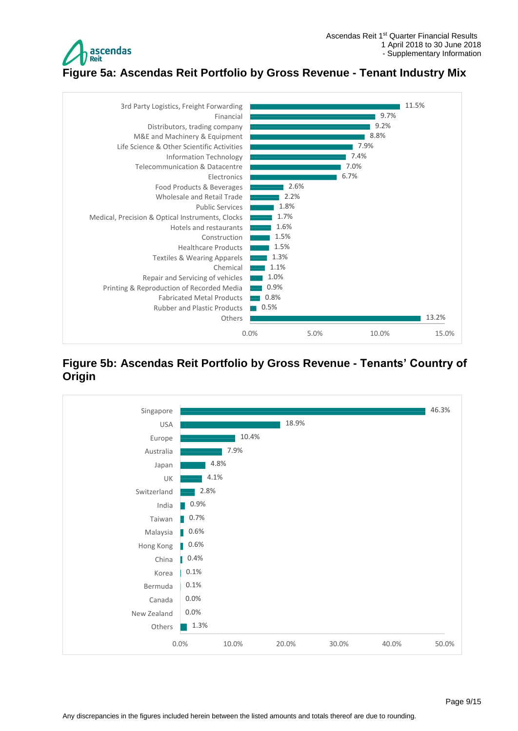## Figure 5a: Ascendas Reit Portfolio by Gross Revenue - Tenant Industry Mix

| Tenant Industry | % of Gross Revenue |
|---|---|
| 3rd Party Logistics, Freight Forwarding | 11.5% |
| Financial | 9.7% |
| Distributors, trading company | 9.2% |
| M&E and Machinery & Equipment | 8.8% |
| Life Science & Other Scientific Activities | 7.9% |
| Information Technology | 7.4% |
| Telecommunication & Datacentre | 7.0% |
| Electronics | 6.7% |
| Food Products & Beverages | 2.6% |
| Wholesale and Retail Trade | 2.2% |
| Public Services | 1.8% |
| Medical, Precision & Optical Instruments, Clocks | 1.7% |
| Hotels and restaurants | 1.6% |
| Construction | 1.5% |
| Healthcare Products | 1.5% |
| Textiles & Wearing Apparels | 1.3% |
| Chemical | 1.1% |
| Repair and Servicing of vehicles | 1.0% |
| Printing & Reproduction of Recorded Media | 0.9% |
| Fabricated Metal Products | 0.8% |
| Rubber and Plastic Products | 0.5% |
| Others | 13.2% |

## Figure 5b: Ascendas Reit Portfolio by Gross Revenue - Tenants' Country of Origin

| Country of Origin | % of Gross Revenue |
|---|---|
| Singapore | 46.3% |
| USA | 18.9% |
| Europe | 10.4% |
| Australia | 7.9% |
| Japan | 4.8% |
| UK | 4.1% |
| Switzerland | 2.8% |
| India | 0.9% |
| Taiwan | 0.7% |
| Malaysia | 0.6% |
| Hong Kong | 0.6% |
| China | 0.4% |
| Korea | 0.1% |
| Bermuda | 0.1% |
| Canada | 0.0% |
| New Zealand | 0.0% |
| Others | 1.3% |

Any discrepancies in the figures included herein between the listed amounts and totals thereof are due to rounding.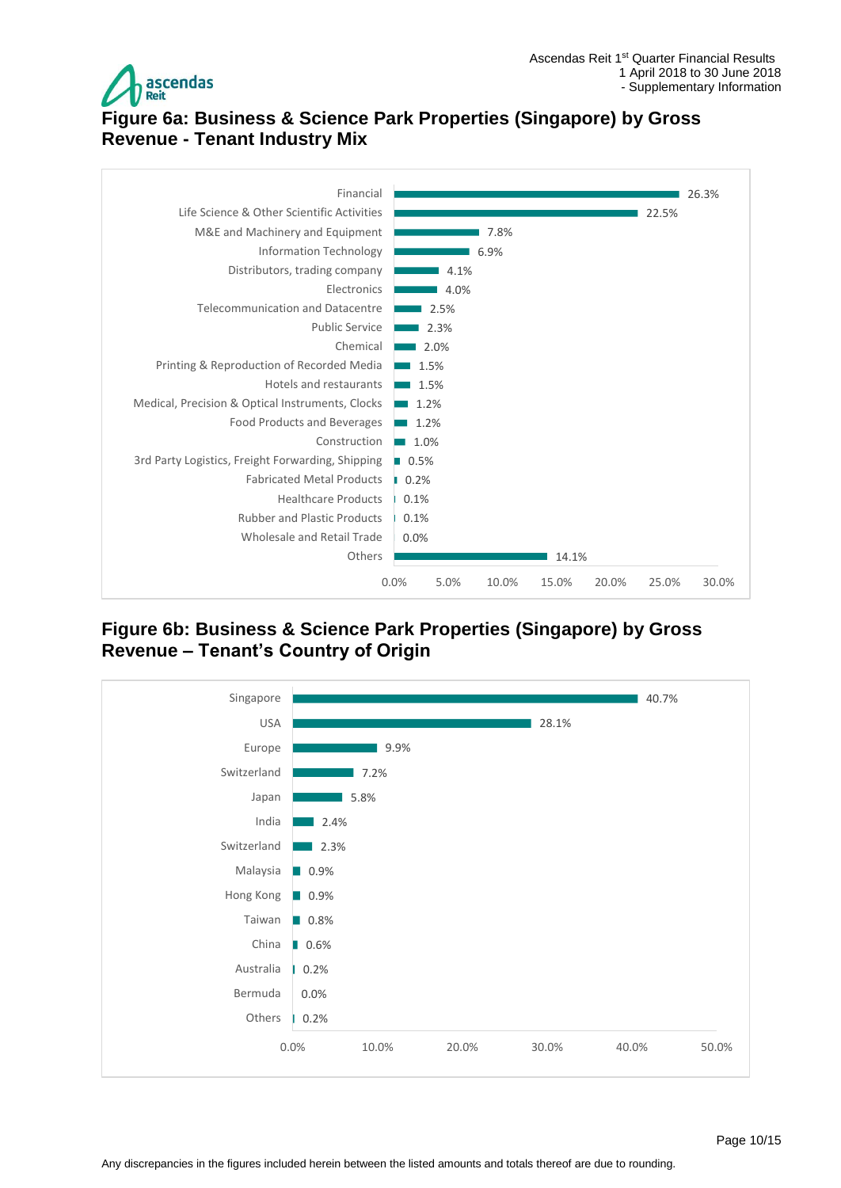## Figure 6a: Business & Science Park Properties (Singapore) by Gross Revenue - Tenant Industry Mix

| Tenant Industry | % |
|---|---|
| Financial | 26.3% |
| Life Science & Other Scientific Activities | 22.5% |
| M&E and Machinery and Equipment | 7.8% |
| Information Technology | 6.9% |
| Distributors, trading company | 4.1% |
| Electronics | 4.0% |
| Telecommunication and Datacentre | 2.5% |
| Public Service | 2.3% |
| Chemical | 2.0% |
| Printing & Reproduction of Recorded Media | 1.5% |
| Hotels and restaurants | 1.5% |
| Medical, Precision & Optical Instruments, Clocks | 1.2% |
| Food Products and Beverages | 1.2% |
| Construction | 1.0% |
| 3rd Party Logistics, Freight Forwarding, Shipping | 0.5% |
| Fabricated Metal Products | 0.2% |
| Healthcare Products | 0.1% |
| Rubber and Plastic Products | 0.1% |
| Wholesale and Retail Trade | 0.0% |
| Others | 14.1% |

## Figure 6b: Business & Science Park Properties (Singapore) by Gross Revenue – Tenant's Country of Origin

| Country of Origin | % |
|---|---|
| Singapore | 40.7% |
| USA | 28.1% |
| Europe | 9.9% |
| Switzerland | 7.2% |
| Japan | 5.8% |
| India | 2.4% |
| Switzerland | 2.3% |
| Malaysia | 0.9% |
| Hong Kong | 0.9% |
| Taiwan | 0.8% |
| China | 0.6% |
| Australia | 0.2% |
| Bermuda | 0.0% |
| Others | 0.2% |

Any discrepancies in the figures included herein between the listed amounts and totals thereof are due to rounding.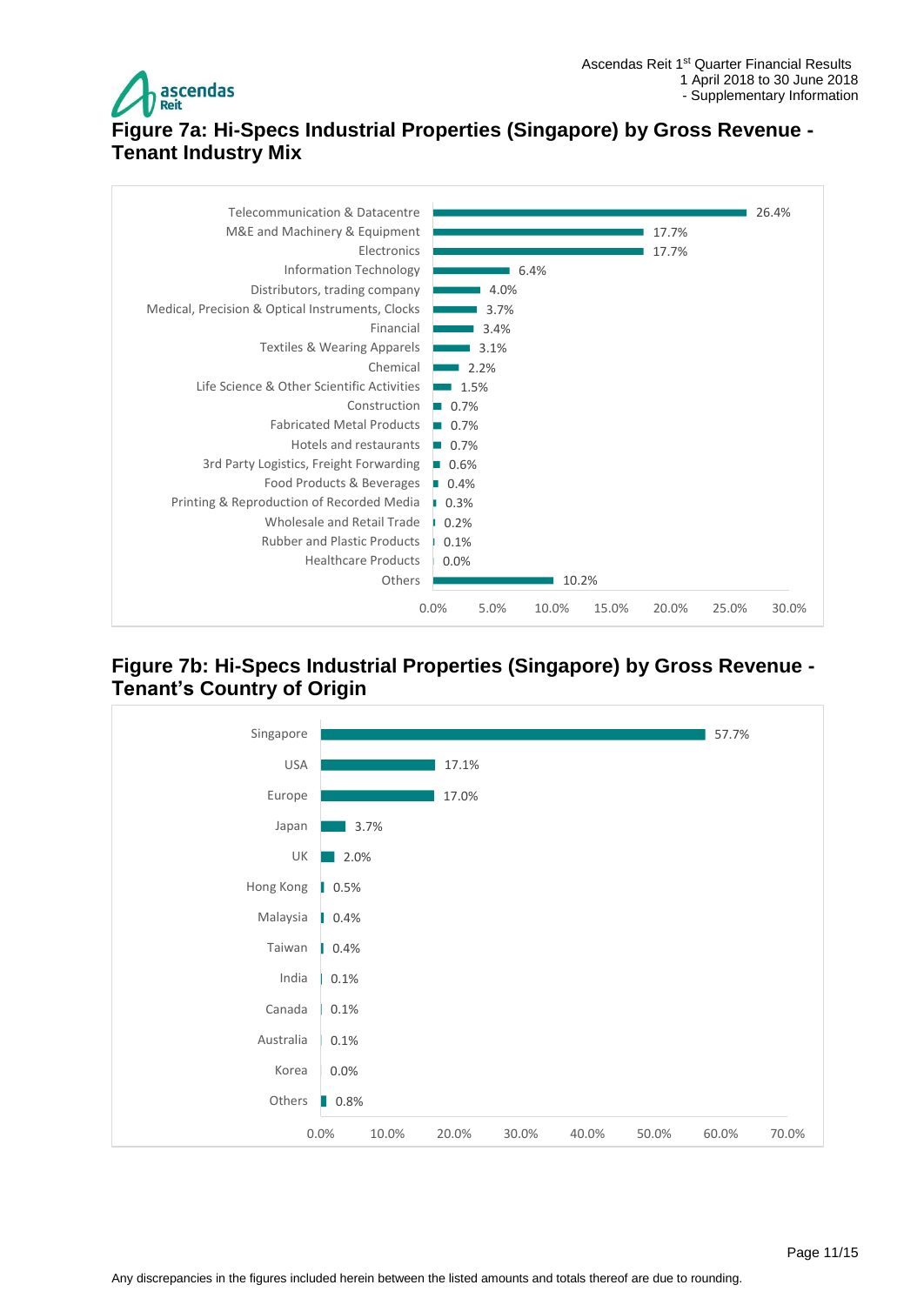# Figure 7a: Hi-Specs Industrial Properties (Singapore) by Gross Revenue - Tenant Industry Mix

| Tenant Industry | % |
|---|---|
| Telecommunication & Datacentre | 26.4% |
| M&E and Machinery & Equipment | 17.7% |
| Electronics | 17.7% |
| Information Technology | 6.4% |
| Distributors, trading company | 4.0% |
| Medical, Precision & Optical Instruments, Clocks | 3.7% |
| Financial | 3.4% |
| Textiles & Wearing Apparels | 3.1% |
| Chemical | 2.2% |
| Life Science & Other Scientific Activities | 1.5% |
| Construction | 0.7% |
| Fabricated Metal Products | 0.7% |
| Hotels and restaurants | 0.7% |
| 3rd Party Logistics, Freight Forwarding | 0.6% |
| Food Products & Beverages | 0.4% |
| Printing & Reproduction of Recorded Media | 0.3% |
| Wholesale and Retail Trade | 0.2% |
| Rubber and Plastic Products | 0.1% |
| Healthcare Products | 0.0% |
| Others | 10.2% |

# Figure 7b: Hi-Specs Industrial Properties (Singapore) by Gross Revenue - Tenant's Country of Origin

| Country of Origin | % |
|---|---|
| Singapore | 57.7% |
| USA | 17.1% |
| Europe | 17.0% |
| Japan | 3.7% |
| UK | 2.0% |
| Hong Kong | 0.5% |
| Malaysia | 0.4% |
| Taiwan | 0.4% |
| India | 0.1% |
| Canada | 0.1% |
| Australia | 0.1% |
| Korea | 0.0% |
| Others | 0.8% |

Any discrepancies in the figures included herein between the listed amounts and totals thereof are due to rounding.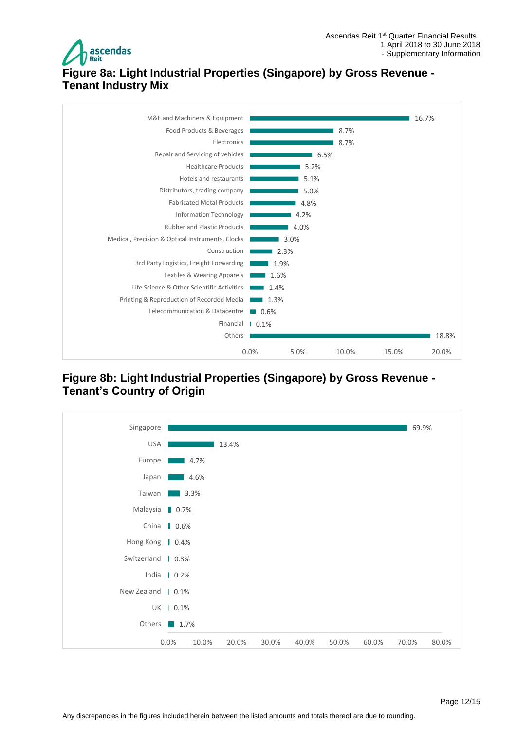## Figure 8a: Light Industrial Properties (Singapore) by Gross Revenue - Tenant Industry Mix

| Tenant Industry | % of Gross Revenue |
|---|---|
| M&E and Machinery & Equipment | 16.7% |
| Food Products & Beverages | 8.7% |
| Electronics | 8.7% |
| Repair and Servicing of vehicles | 6.5% |
| Healthcare Products | 5.2% |
| Hotels and restaurants | 5.1% |
| Distributors, trading company | 5.0% |
| Fabricated Metal Products | 4.8% |
| Information Technology | 4.2% |
| Rubber and Plastic Products | 4.0% |
| Medical, Precision & Optical Instruments, Clocks | 3.0% |
| Construction | 2.3% |
| 3rd Party Logistics, Freight Forwarding | 1.9% |
| Textiles & Wearing Apparels | 1.6% |
| Life Science & Other Scientific Activities | 1.4% |
| Printing & Reproduction of Recorded Media | 1.3% |
| Telecommunication & Datacentre | 0.6% |
| Financial | 0.1% |
| Others | 18.8% |

## Figure 8b: Light Industrial Properties (Singapore) by Gross Revenue - Tenant's Country of Origin

| Country of Origin | % of Gross Revenue |
|---|---|
| Singapore | 69.9% |
| USA | 13.4% |
| Europe | 4.7% |
| Japan | 4.6% |
| Taiwan | 3.3% |
| Malaysia | 0.7% |
| China | 0.6% |
| Hong Kong | 0.4% |
| Switzerland | 0.3% |
| India | 0.2% |
| New Zealand | 0.1% |
| UK | 0.1% |
| Others | 1.7% |

Any discrepancies in the figures included herein between the listed amounts and totals thereof are due to rounding.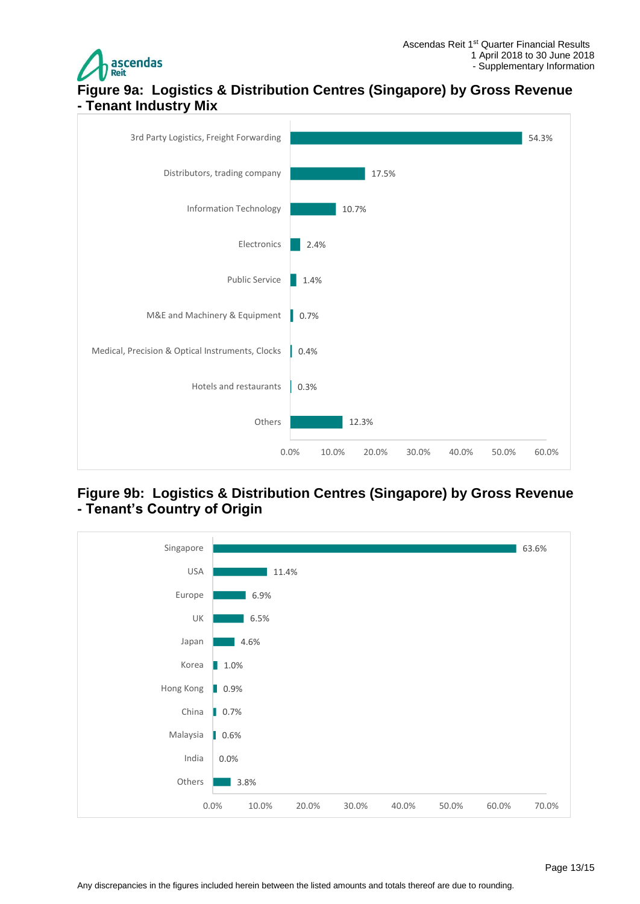## Figure 9a: Logistics & Distribution Centres (Singapore) by Gross Revenue - Tenant Industry Mix

| Tenant Industry | % of Gross Revenue |
|---|---|
| 3rd Party Logistics, Freight Forwarding | 54.3% |
| Distributors, trading company | 17.5% |
| Information Technology | 10.7% |
| Electronics | 2.4% |
| Public Service | 1.4% |
| M&E and Machinery & Equipment | 0.7% |
| Medical, Precision & Optical Instruments, Clocks | 0.4% |
| Hotels and restaurants | 0.3% |
| Others | 12.3% |

## Figure 9b: Logistics & Distribution Centres (Singapore) by Gross Revenue - Tenant's Country of Origin

| Country of Origin | % of Gross Revenue |
|---|---|
| Singapore | 63.6% |
| USA | 11.4% |
| Europe | 6.9% |
| UK | 6.5% |
| Japan | 4.6% |
| Korea | 1.0% |
| Hong Kong | 0.9% |
| China | 0.7% |
| Malaysia | 0.6% |
| India | 0.0% |
| Others | 3.8% |

Any discrepancies in the figures included herein between the listed amounts and totals thereof are due to rounding.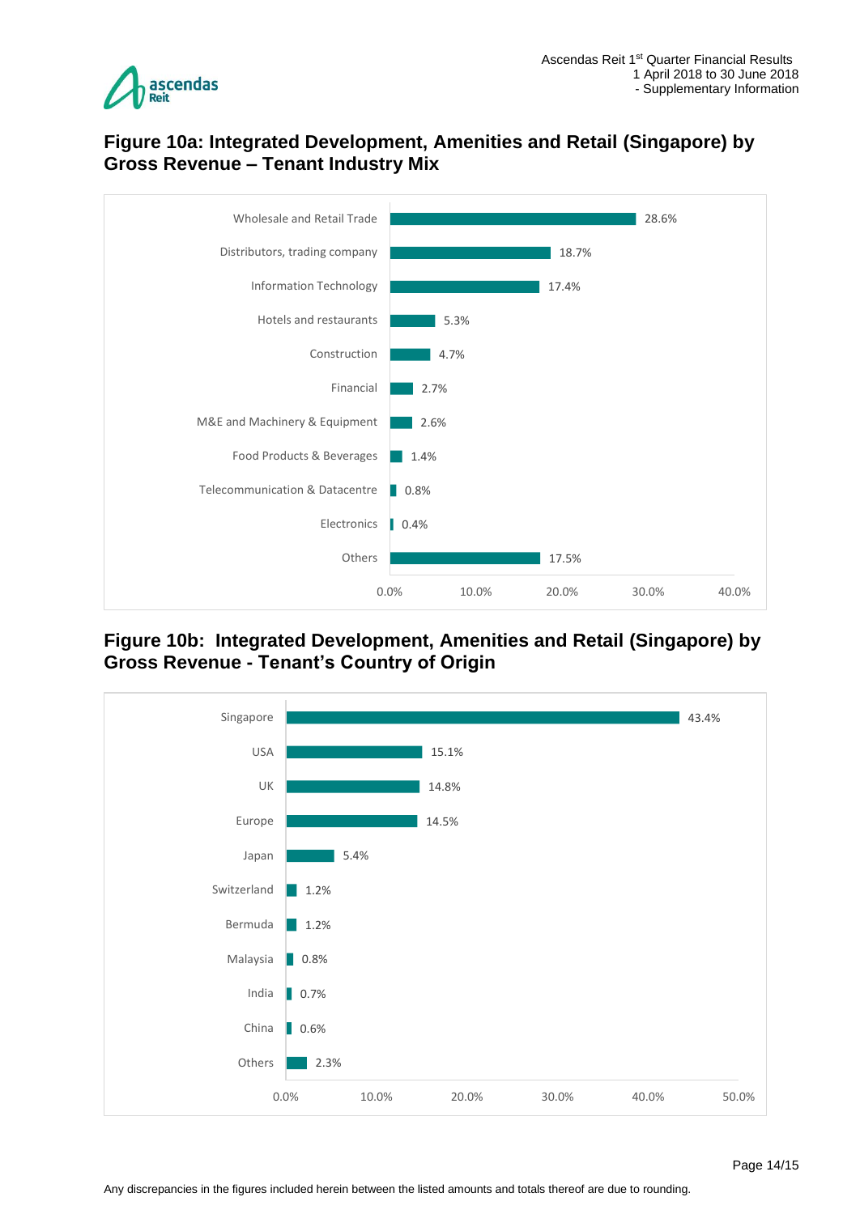## Figure 10a: Integrated Development, Amenities and Retail (Singapore) by Gross Revenue – Tenant Industry Mix

| Tenant Industry | % |
|---|---|
| Wholesale and Retail Trade | 28.6% |
| Distributors, trading company | 18.7% |
| Information Technology | 17.4% |
| Hotels and restaurants | 5.3% |
| Construction | 4.7% |
| Financial | 2.7% |
| M&E and Machinery & Equipment | 2.6% |
| Food Products & Beverages | 1.4% |
| Telecommunication & Datacentre | 0.8% |
| Electronics | 0.4% |
| Others | 17.5% |

## Figure 10b: Integrated Development, Amenities and Retail (Singapore) by Gross Revenue - Tenant's Country of Origin

| Country of Origin | % |
|---|---|
| Singapore | 43.4% |
| USA | 15.1% |
| UK | 14.8% |
| Europe | 14.5% |
| Japan | 5.4% |
| Switzerland | 1.2% |
| Bermuda | 1.2% |
| Malaysia | 0.8% |
| India | 0.7% |
| China | 0.6% |
| Others | 2.3% |

Any discrepancies in the figures included herein between the listed amounts and totals thereof are due to rounding.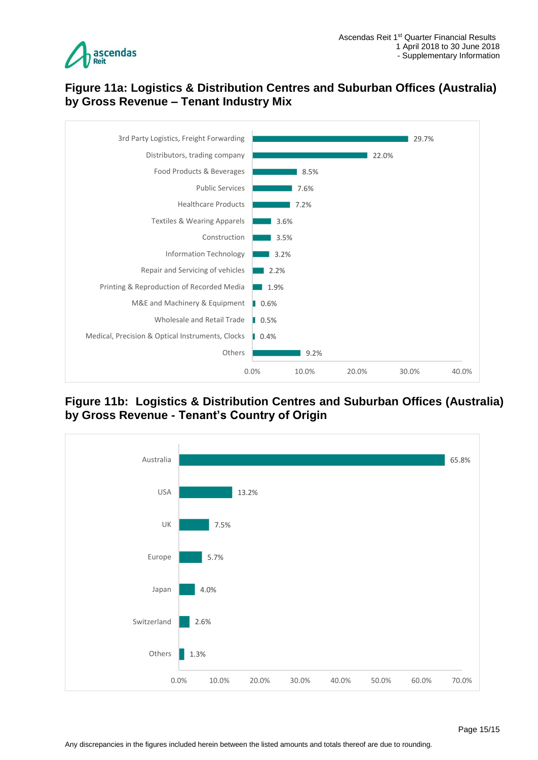## Figure 11a: Logistics & Distribution Centres and Suburban Offices (Australia) by Gross Revenue – Tenant Industry Mix

3rd Party Logistics, Freight Forwarding 29.7%
Distributors, trading company 22.0%
Food Products & Beverages 8.5%
Public Services 7.6%
Healthcare Products 7.2%
Textiles & Wearing Apparels 3.6%
Construction 3.5%
Information Technology 3.2%
Repair and Servicing of vehicles 2.2%
Printing & Reproduction of Recorded Media 1.9%
M&E and Machinery & Equipment 0.6%
Wholesale and Retail Trade 0.5%
Medical, Precision & Optical Instruments, Clocks 0.4%
Others 9.2%

0.0% 10.0% 20.0% 30.0% 40.0%

## Figure 11b: Logistics & Distribution Centres and Suburban Offices (Australia) by Gross Revenue - Tenant's Country of Origin

Australia 65.8%
USA 13.2%
UK 7.5%
Europe 5.7%
Japan 4.0%
Switzerland 2.6%
Others 1.3%

0.0% 10.0% 20.0% 30.0% 40.0% 50.0% 60.0% 70.0%

Any discrepancies in the figures included herein between the listed amounts and totals thereof are due to rounding.